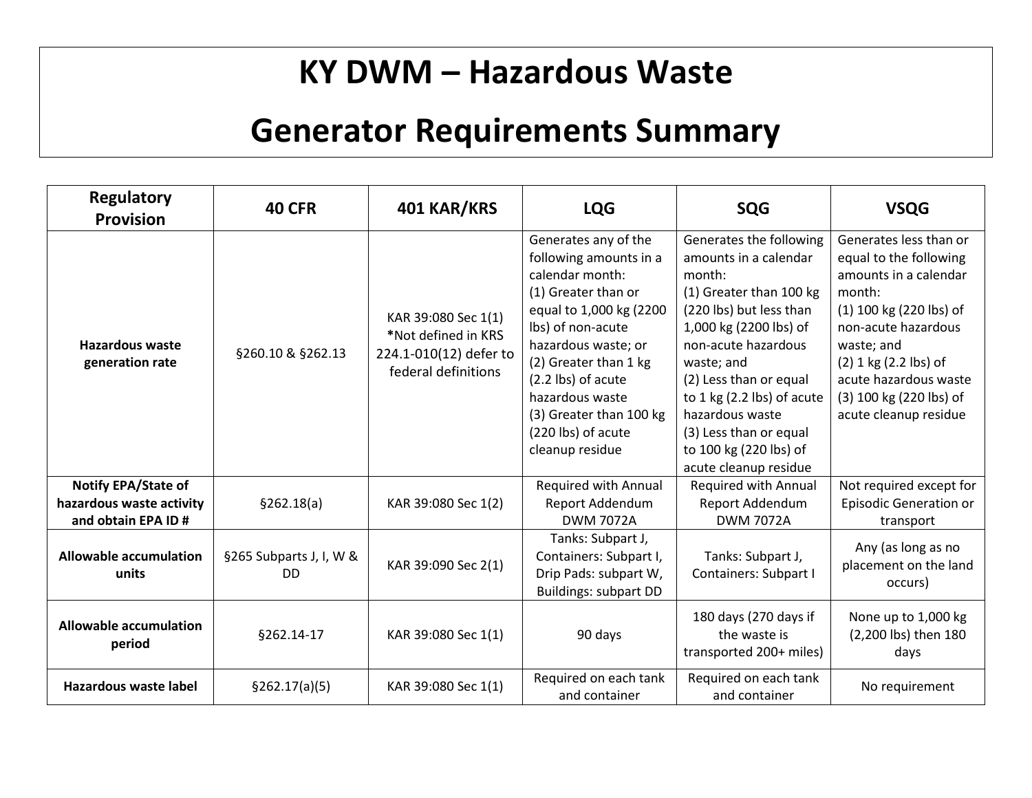# KY DWM – Hazardous Waste

# Generator Requirements Summary

| Regulatory Provision | 40 CFR | 401 KAR/KRS | LQG | SQG | VSQG |
|---|---|---|---|---|---|
| **Hazardous waste generation rate** | §260.10 & §262.13 | KAR 39:080 Sec 1(1) **\***Not defined in KRS 224.1-010(12) defer to federal definitions | Generates any of the following amounts in a calendar month: (1) Greater than or equal to 1,000 kg (2200 lbs) of non-acute hazardous waste; or (2) Greater than 1 kg (2.2 lbs) of acute hazardous waste (3) Greater than 100 kg (220 lbs) of acute cleanup residue | Generates the following amounts in a calendar month: (1) Greater than 100 kg (220 lbs) but less than 1,000 kg (2200 lbs) of non-acute hazardous waste; and (2) Less than or equal to 1 kg (2.2 lbs) of acute hazardous waste (3) Less than or equal to 100 kg (220 lbs) of acute cleanup residue | Generates less than or equal to the following amounts in a calendar month: (1) 100 kg (220 lbs) of non-acute hazardous waste; and (2) 1 kg (2.2 lbs) of acute hazardous waste (3) 100 kg (220 lbs) of acute cleanup residue |
| **Notify EPA/State of hazardous waste activity and obtain EPA ID #** | §262.18(a) | KAR 39:080 Sec 1(2) | Required with Annual Report Addendum DWM 7072A | Required with Annual Report Addendum DWM 7072A | Not required except for Episodic Generation or transport |
| **Allowable accumulation units** | §265 Subparts J, I, W & DD | KAR 39:090 Sec 2(1) | Tanks: Subpart J, Containers: Subpart I, Drip Pads: subpart W, Buildings: subpart DD | Tanks: Subpart J, Containers: Subpart I | Any (as long as no placement on the land occurs) |
| **Allowable accumulation period** | §262.14-17 | KAR 39:080 Sec 1(1) | 90 days | 180 days (270 days if the waste is transported 200+ miles) | None up to 1,000 kg (2,200 lbs) then 180 days |
| **Hazardous waste label** | §262.17(a)(5) | KAR 39:080 Sec 1(1) | Required on each tank and container | Required on each tank and container | No requirement |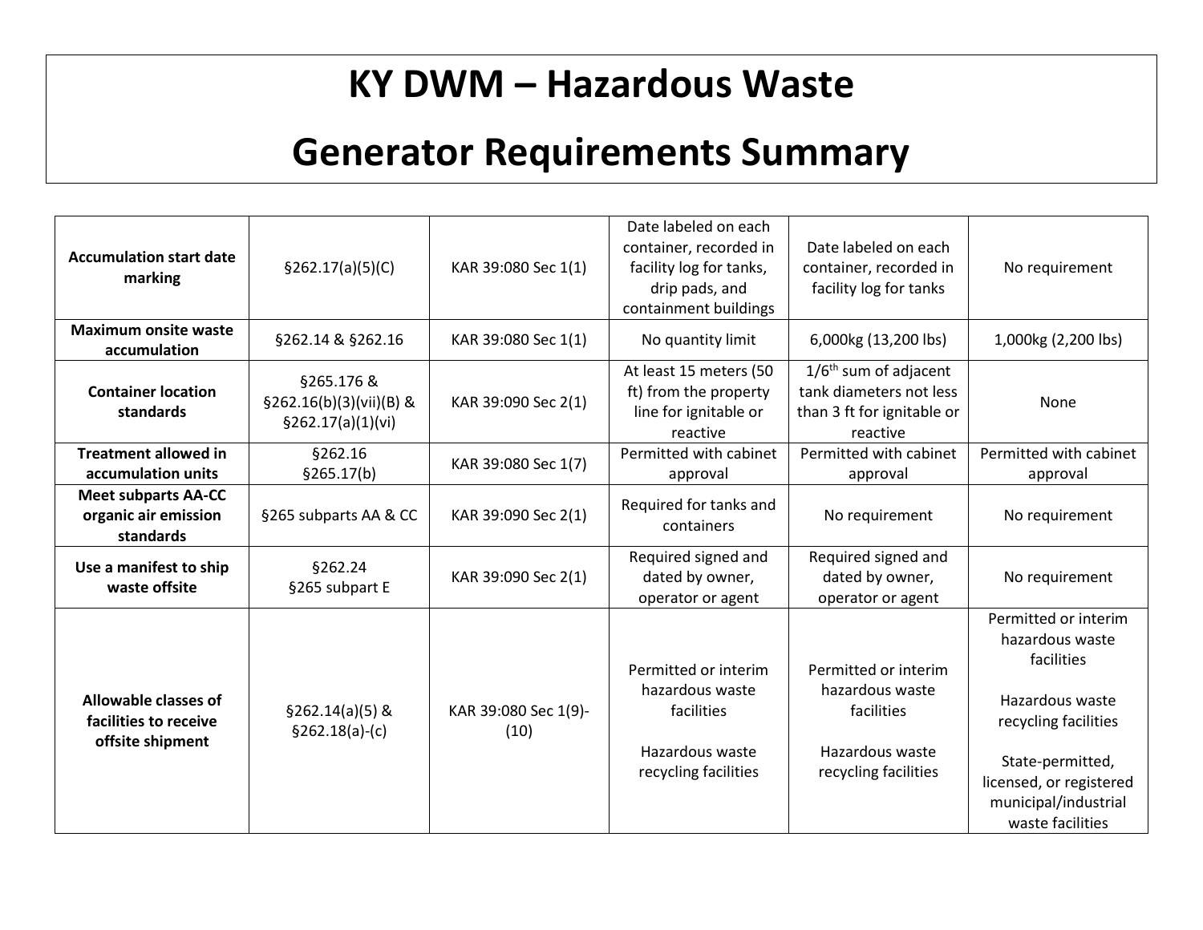# KY DWM – Hazardous Waste

# Generator Requirements Summary

| | | | | | |
|---|---|---|---|---|---|
| **Accumulation start date marking** | §262.17(a)(5)(C) | KAR 39:080 Sec 1(1) | Date labeled on each container, recorded in facility log for tanks, drip pads, and containment buildings | Date labeled on each container, recorded in facility log for tanks | No requirement |
| **Maximum onsite waste accumulation** | §262.14 & §262.16 | KAR 39:080 Sec 1(1) | No quantity limit | 6,000kg (13,200 lbs) | 1,000kg (2,200 lbs) |
| **Container location standards** | §265.176 & §262.16(b)(3)(vii)(B) & §262.17(a)(1)(vi) | KAR 39:090 Sec 2(1) | At least 15 meters (50 ft) from the property line for ignitable or reactive | 1/6th sum of adjacent tank diameters not less than 3 ft for ignitable or reactive | None |
| **Treatment allowed in accumulation units** | §262.16 §265.17(b) | KAR 39:080 Sec 1(7) | Permitted with cabinet approval | Permitted with cabinet approval | Permitted with cabinet approval |
| **Meet subparts AA-CC organic air emission standards** | §265 subparts AA & CC | KAR 39:090 Sec 2(1) | Required for tanks and containers | No requirement | No requirement |
| **Use a manifest to ship waste offsite** | §262.24 §265 subpart E | KAR 39:090 Sec 2(1) | Required signed and dated by owner, operator or agent | Required signed and dated by owner, operator or agent | No requirement |
| **Allowable classes of facilities to receive offsite shipment** | §262.14(a)(5) & §262.18(a)-(c) | KAR 39:080 Sec 1(9)-(10) | Permitted or interim hazardous waste facilities<br><br>Hazardous waste recycling facilities | Permitted or interim hazardous waste facilities<br><br>Hazardous waste recycling facilities | Permitted or interim hazardous waste facilities<br><br>Hazardous waste recycling facilities<br><br>State-permitted, licensed, or registered municipal/industrial waste facilities |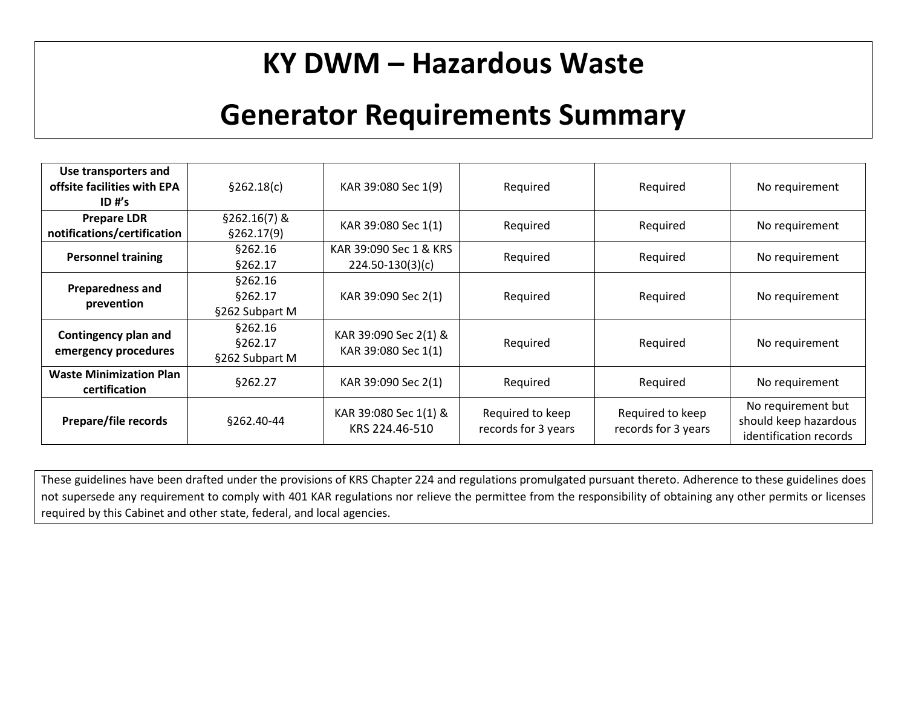# KY DWM – Hazardous Waste

# Generator Requirements Summary

| | | | | | |
|---|---|---|---|---|---|
| **Use transporters and offsite facilities with EPA ID #'s** | §262.18(c) | KAR 39:080 Sec 1(9) | Required | Required | No requirement |
| **Prepare LDR notifications/certification** | §262.16(7) & §262.17(9) | KAR 39:080 Sec 1(1) | Required | Required | No requirement |
| **Personnel training** | §262.16 §262.17 | KAR 39:090 Sec 1 & KRS 224.50-130(3)(c) | Required | Required | No requirement |
| **Preparedness and prevention** | §262.16 §262.17 §262 Subpart M | KAR 39:090 Sec 2(1) | Required | Required | No requirement |
| **Contingency plan and emergency procedures** | §262.16 §262.17 §262 Subpart M | KAR 39:090 Sec 2(1) & KAR 39:080 Sec 1(1) | Required | Required | No requirement |
| **Waste Minimization Plan certification** | §262.27 | KAR 39:090 Sec 2(1) | Required | Required | No requirement |
| **Prepare/file records** | §262.40-44 | KAR 39:080 Sec 1(1) & KRS 224.46-510 | Required to keep records for 3 years | Required to keep records for 3 years | No requirement but should keep hazardous identification records |

These guidelines have been drafted under the provisions of KRS Chapter 224 and regulations promulgated pursuant thereto. Adherence to these guidelines does not supersede any requirement to comply with 401 KAR regulations nor relieve the permittee from the responsibility of obtaining any other permits or licenses required by this Cabinet and other state, federal, and local agencies.